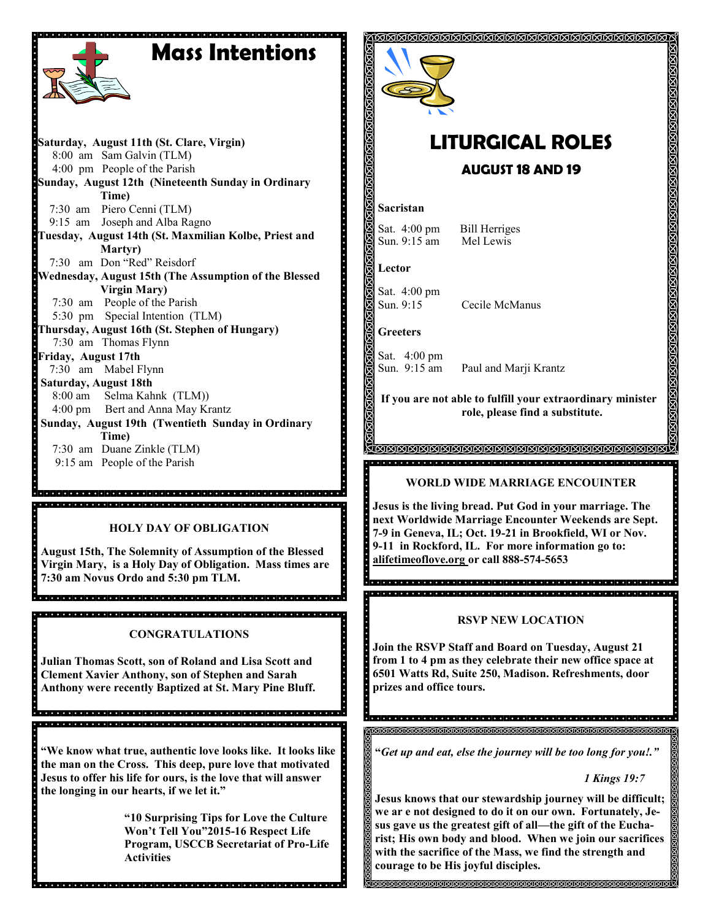# Mass Intentions

**Saturday, August 11th (St. Clare, Virgin)**
8:00 am Sam Galvin (TLM)
4:00 pm People of the Parish

**Sunday, August 12th (Nineteenth Sunday in Ordinary Time)**
7:30 am Piero Cenni (TLM)
9:15 am Joseph and Alba Ragno

**Tuesday, August 14th (St. Maxmilian Kolbe, Priest and Martyr)**
7:30 am Don "Red" Reisdorf

**Wednesday, August 15th (The Assumption of the Blessed Virgin Mary)**
7:30 am People of the Parish
5:30 pm Special Intention (TLM)

**Thursday, August 16th (St. Stephen of Hungary)**
7:30 am Thomas Flynn

**Friday, August 17th**
7:30 am Mabel Flynn

**Saturday, August 18th**
8:00 am Selma Kahnk (TLM))
4:00 pm Bert and Anna May Krantz

**Sunday, August 19th (Twentieth Sunday in Ordinary Time)**
7:30 am Duane Zinkle (TLM)
9:15 am People of the Parish

### HOLY DAY OF OBLIGATION

**August 15th, The Solemnity of Assumption of the Blessed Virgin Mary, is a Holy Day of Obligation. Mass times are 7:30 am Novus Ordo and 5:30 pm TLM.**

### CONGRATULATIONS

**Julian Thomas Scott, son of Roland and Lisa Scott and Clement Xavier Anthony, son of Stephen and Sarah Anthony were recently Baptized at St. Mary Pine Bluff.**

**"We know what true, authentic love looks like. It looks like the man on the Cross. This deep, pure love that motivated Jesus to offer his life for ours, is the love that will answer the longing in our hearts, if we let it."**

**"10 Surprising Tips for Love the Culture Won't Tell You"2015-16 Respect Life Program, USCCB Secretariat of Pro-Life Activities**

# LITURGICAL ROLES

## AUGUST 18 AND 19

**Sacristan**

Sat. 4:00 pm Bill Herriges
Sun. 9:15 am Mel Lewis

**Lector**

Sat. 4:00 pm
Sun. 9:15 Cecile McManus

**Greeters**

Sat. 4:00 pm
Sun. 9:15 am Paul and Marji Krantz

**If you are not able to fulfill your extraordinary minister role, please find a substitute.**

### WORLD WIDE MARRIAGE ENCOUINTER

**Jesus is the living bread. Put God in your marriage. The next Worldwide Marriage Encounter Weekends are Sept. 7-9 in Geneva, IL; Oct. 19-21 in Brookfield, WI or Nov. 9-11 in Rockford, IL. For more information go to: alifetimeoflove.org or call 888-574-5653**

### RSVP NEW LOCATION

**Join the RSVP Staff and Board on Tuesday, August 21 from 1 to 4 pm as they celebrate their new office space at 6501 Watts Rd, Suite 250, Madison. Refreshments, door prizes and office tours.**

***"Get up and eat, else the journey will be too long for you!."***

***1 Kings 19:7***

**Jesus knows that our stewardship journey will be difficult; we ar e not designed to do it on our own. Fortunately, Jesus gave us the greatest gift of all—the gift of the Eucharist; His own body and blood. When we join our sacrifices with the sacrifice of the Mass, we find the strength and courage to be His joyful disciples.**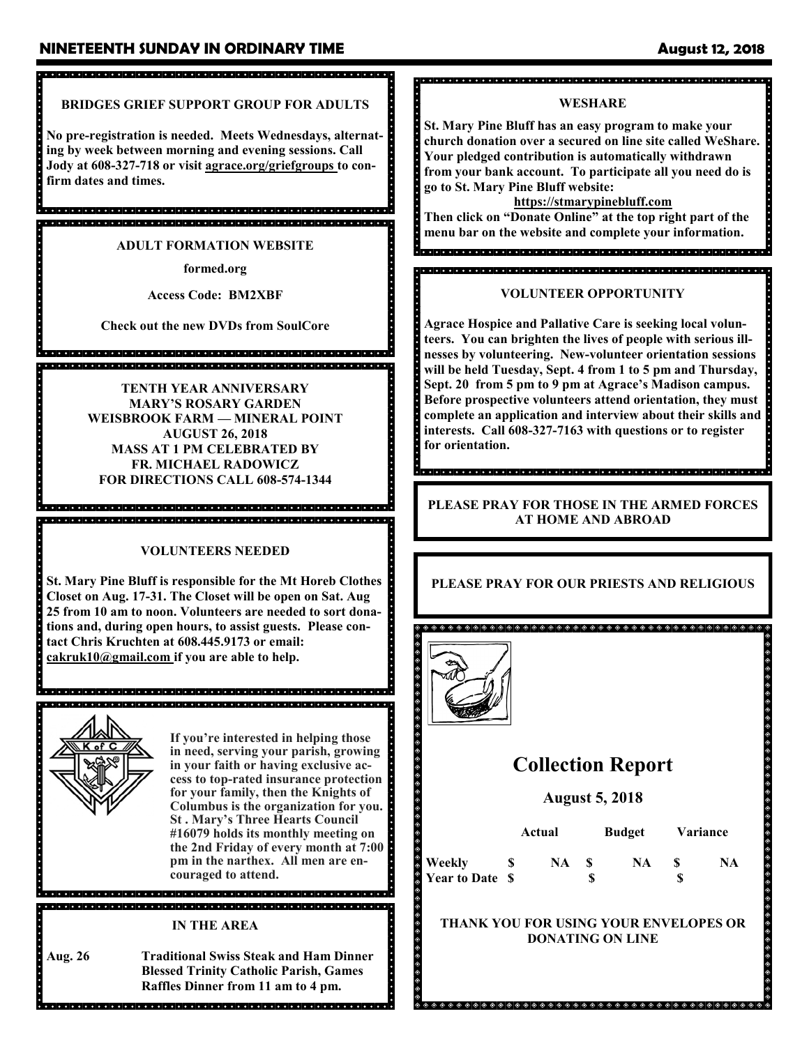### BRIDGES GRIEF SUPPORT GROUP FOR ADULTS

**No pre-registration is needed. Meets Wednesdays, alternating by week between morning and evening sessions. Call Jody at 608-327-718 or visit agrace.org/griefgroups to confirm dates and times.**

### ADULT FORMATION WEBSITE

**formed.org**

**Access Code: BM2XBF**

**Check out the new DVDs from SoulCore**

### TENTH YEAR ANNIVERSARY
### MARY'S ROSARY GARDEN
### WEISBROOK FARM — MINERAL POINT

**AUGUST 26, 2018**
**MASS AT 1 PM CELEBRATED BY**
**FR. MICHAEL RADOWICZ**
**FOR DIRECTIONS CALL 608-574-1344**

### VOLUNTEERS NEEDED

**St. Mary Pine Bluff is responsible for the Mt Horeb Clothes Closet on Aug. 17-31. The Closet will be open on Sat. Aug 25 from 10 am to noon. Volunteers are needed to sort donations and, during open hours, to assist guests. Please contact Chris Kruchten at 608.445.9173 or email: cakruk10@gmail.com if you are able to help.**

**If you're interested in helping those in need, serving your parish, growing in your faith or having exclusive access to top-rated insurance protection for your family, then the Knights of Columbus is the organization for you. St . Mary's Three Hearts Council #16079 holds its monthly meeting on the 2nd Friday of every month at 7:00 pm in the narthex. All men are encouraged to attend.**

### IN THE AREA

**Aug. 26** — **Traditional Swiss Steak and Ham Dinner Blessed Trinity Catholic Parish, Games Raffles Dinner from 11 am to 4 pm.**

### WESHARE

**St. Mary Pine Bluff has an easy program to make your church donation over a secured on line site called WeShare. Your pledged contribution is automatically withdrawn from your bank account. To participate all you need do is go to St. Mary Pine Bluff website:**

**https://stmarypinebluff.com**

**Then click on "Donate Online" at the top right part of the menu bar on the website and complete your information.**

### VOLUNTEER OPPORTUNITY

**Agrace Hospice and Pallative Care is seeking local volunteers. You can brighten the lives of people with serious illnesses by volunteering. New-volunteer orientation sessions will be held Tuesday, Sept. 4 from 1 to 5 pm and Thursday, Sept. 20 from 5 pm to 9 pm at Agrace's Madison campus. Before prospective volunteers attend orientation, they must complete an application and interview about their skills and interests. Call 608-327-7163 with questions or to register for orientation.**

**PLEASE PRAY FOR THOSE IN THE ARMED FORCES AT HOME AND ABROAD**

**PLEASE PRAY FOR OUR PRIESTS AND RELIGIOUS**

## Collection Report

### August 5, 2018

| | Actual | Budget | Variance |
|---|---|---|---|
| Weekly | $ NA | $ NA | $ NA |
| Year to Date | $ | $ | $ |

**THANK YOU FOR USING YOUR ENVELOPES OR DONATING ON LINE**